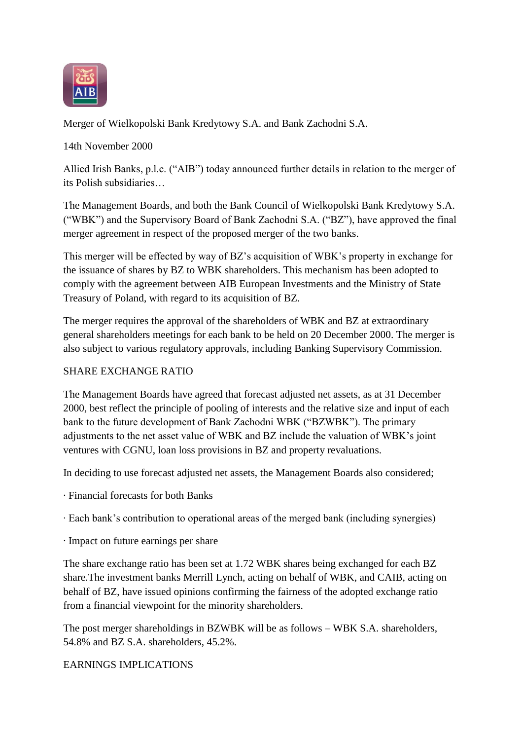# Merger of Wielkopolski Bank Kredytowy S.A. and Bank Zachodni S.A.

14th November 2000

Allied Irish Banks, p.l.c. ("AIB") today announced further details in relation to the merger of its Polish subsidiaries…

The Management Boards, and both the Bank Council of Wielkopolski Bank Kredytowy S.A. ("WBK") and the Supervisory Board of Bank Zachodni S.A. ("BZ"), have approved the final merger agreement in respect of the proposed merger of the two banks.

This merger will be effected by way of BZ's acquisition of WBK's property in exchange for the issuance of shares by BZ to WBK shareholders. This mechanism has been adopted to comply with the agreement between AIB European Investments and the Ministry of State Treasury of Poland, with regard to its acquisition of BZ.

The merger requires the approval of the shareholders of WBK and BZ at extraordinary general shareholders meetings for each bank to be held on 20 December 2000. The merger is also subject to various regulatory approvals, including Banking Supervisory Commission.

## SHARE EXCHANGE RATIO

The Management Boards have agreed that forecast adjusted net assets, as at 31 December 2000, best reflect the principle of pooling of interests and the relative size and input of each bank to the future development of Bank Zachodni WBK ("BZWBK"). The primary adjustments to the net asset value of WBK and BZ include the valuation of WBK's joint ventures with CGNU, loan loss provisions in BZ and property revaluations.

In deciding to use forecast adjusted net assets, the Management Boards also considered;

· Financial forecasts for both Banks

· Each bank's contribution to operational areas of the merged bank (including synergies)

· Impact on future earnings per share

The share exchange ratio has been set at 1.72 WBK shares being exchanged for each BZ share.The investment banks Merrill Lynch, acting on behalf of WBK, and CAIB, acting on behalf of BZ, have issued opinions confirming the fairness of the adopted exchange ratio from a financial viewpoint for the minority shareholders.

The post merger shareholdings in BZWBK will be as follows – WBK S.A. shareholders, 54.8% and BZ S.A. shareholders, 45.2%.

## EARNINGS IMPLICATIONS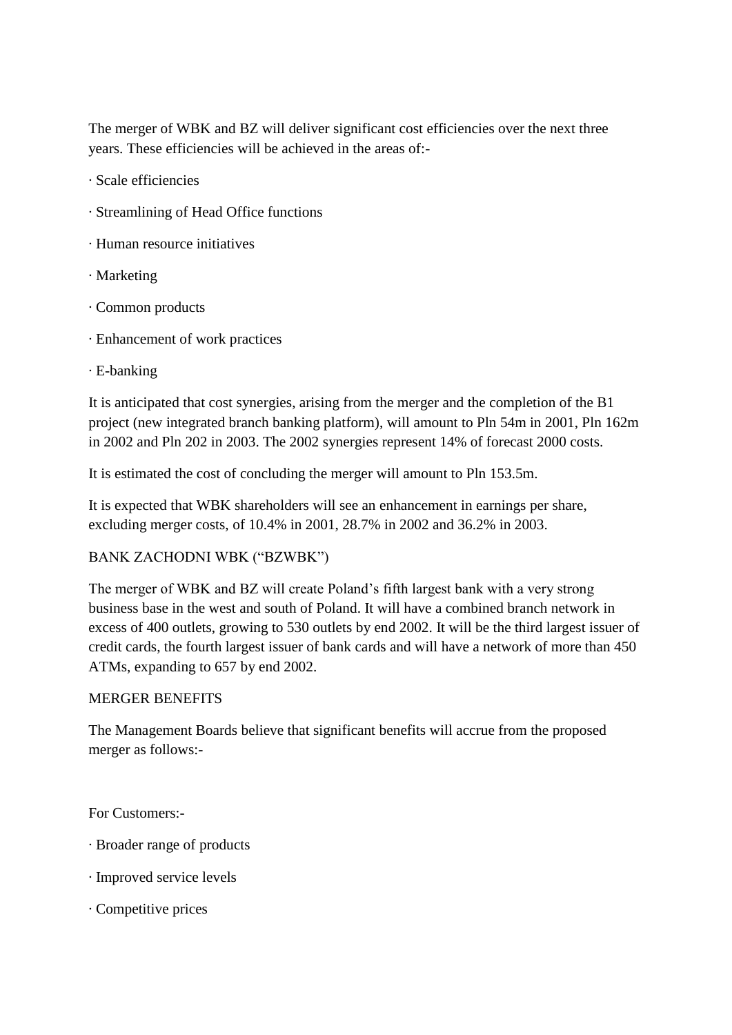The merger of WBK and BZ will deliver significant cost efficiencies over the next three years. These efficiencies will be achieved in the areas of:-

· Scale efficiencies

· Streamlining of Head Office functions

· Human resource initiatives

· Marketing

· Common products

· Enhancement of work practices

· E-banking

It is anticipated that cost synergies, arising from the merger and the completion of the B1 project (new integrated branch banking platform), will amount to Pln 54m in 2001, Pln 162m in 2002 and Pln 202 in 2003. The 2002 synergies represent 14% of forecast 2000 costs.

It is estimated the cost of concluding the merger will amount to Pln 153.5m.

It is expected that WBK shareholders will see an enhancement in earnings per share, excluding merger costs, of 10.4% in 2001, 28.7% in 2002 and 36.2% in 2003.

BANK ZACHODNI WBK ("BZWBK")

The merger of WBK and BZ will create Poland's fifth largest bank with a very strong business base in the west and south of Poland. It will have a combined branch network in excess of 400 outlets, growing to 530 outlets by end 2002. It will be the third largest issuer of credit cards, the fourth largest issuer of bank cards and will have a network of more than 450 ATMs, expanding to 657 by end 2002.

MERGER BENEFITS

The Management Boards believe that significant benefits will accrue from the proposed merger as follows:-

For Customers:-

· Broader range of products

· Improved service levels

· Competitive prices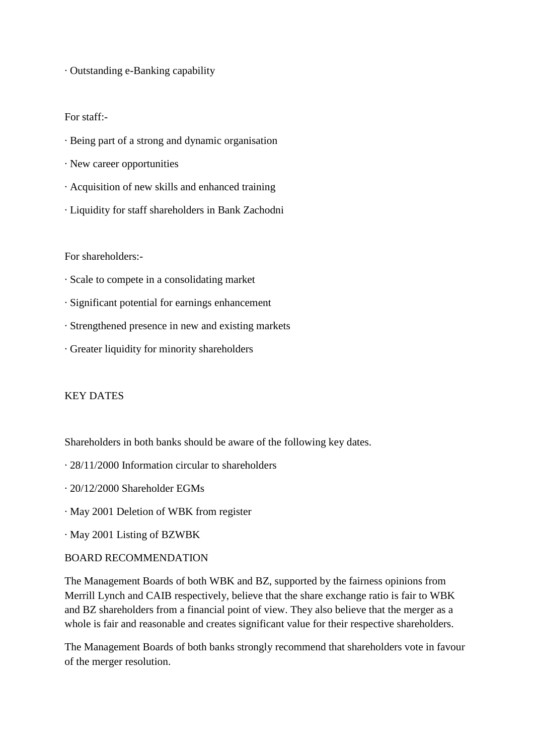· Outstanding e-Banking capability

For staff:-

· Being part of a strong and dynamic organisation

· New career opportunities

· Acquisition of new skills and enhanced training

· Liquidity for staff shareholders in Bank Zachodni

For shareholders:-

· Scale to compete in a consolidating market

· Significant potential for earnings enhancement

· Strengthened presence in new and existing markets

· Greater liquidity for minority shareholders

## KEY DATES

Shareholders in both banks should be aware of the following key dates.

· 28/11/2000 Information circular to shareholders

· 20/12/2000 Shareholder EGMs

· May 2001 Deletion of WBK from register

· May 2001 Listing of BZWBK

## BOARD RECOMMENDATION

The Management Boards of both WBK and BZ, supported by the fairness opinions from Merrill Lynch and CAIB respectively, believe that the share exchange ratio is fair to WBK and BZ shareholders from a financial point of view. They also believe that the merger as a whole is fair and reasonable and creates significant value for their respective shareholders.

The Management Boards of both banks strongly recommend that shareholders vote in favour of the merger resolution.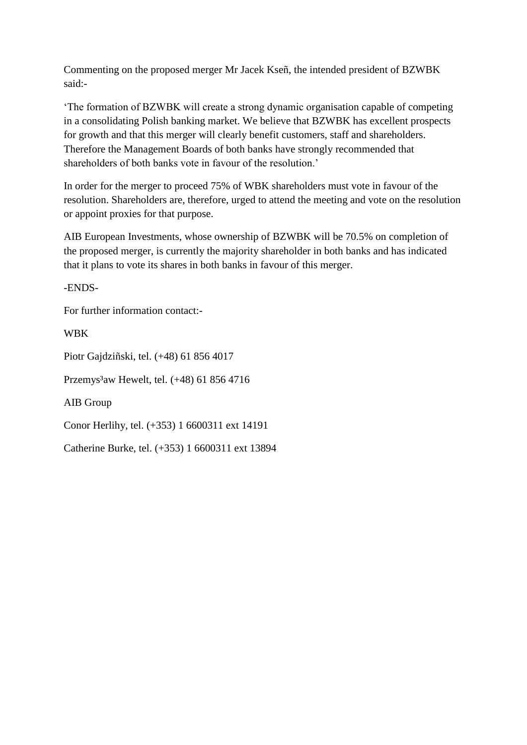Commenting on the proposed merger Mr Jacek Kseñ, the intended president of BZWBK said:-

‘The formation of BZWBK will create a strong dynamic organisation capable of competing in a consolidating Polish banking market. We believe that BZWBK has excellent prospects for growth and that this merger will clearly benefit customers, staff and shareholders. Therefore the Management Boards of both banks have strongly recommended that shareholders of both banks vote in favour of the resolution.’

In order for the merger to proceed 75% of WBK shareholders must vote in favour of the resolution. Shareholders are, therefore, urged to attend the meeting and vote on the resolution or appoint proxies for that purpose.

AIB European Investments, whose ownership of BZWBK will be 70.5% on completion of the proposed merger, is currently the majority shareholder in both banks and has indicated that it plans to vote its shares in both banks in favour of this merger.

-ENDS-

For further information contact:-

WBK

Piotr Gajdziñski, tel. (+48) 61 856 4017

Przemys³aw Hewelt, tel. (+48) 61 856 4716

AIB Group

Conor Herlihy, tel. (+353) 1 6600311 ext 14191

Catherine Burke, tel. (+353) 1 6600311 ext 13894